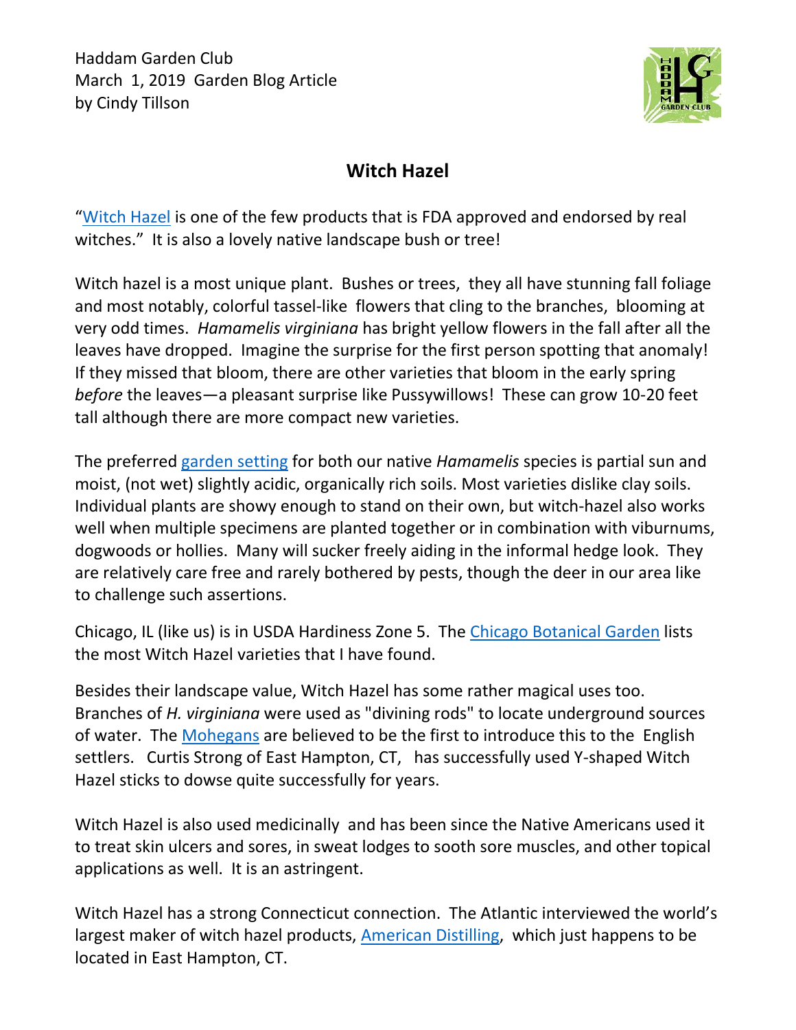Haddam Garden Club
March 1, 2019 Garden Blog Article
by Cindy Tillson

## Witch Hazel

"Witch Hazel is one of the few products that is FDA approved and endorsed by real witches." It is also a lovely native landscape bush or tree!

Witch hazel is a most unique plant. Bushes or trees, they all have stunning fall foliage and most notably, colorful tassel-like flowers that cling to the branches, blooming at very odd times. *Hamamelis virginiana* has bright yellow flowers in the fall after all the leaves have dropped. Imagine the surprise for the first person spotting that anomaly! If they missed that bloom, there are other varieties that bloom in the early spring *before* the leaves—a pleasant surprise like Pussywillows! These can grow 10-20 feet tall although there are more compact new varieties.

The preferred garden setting for both our native *Hamamelis* species is partial sun and moist, (not wet) slightly acidic, organically rich soils. Most varieties dislike clay soils. Individual plants are showy enough to stand on their own, but witch-hazel also works well when multiple specimens are planted together or in combination with viburnums, dogwoods or hollies. Many will sucker freely aiding in the informal hedge look. They are relatively care free and rarely bothered by pests, though the deer in our area like to challenge such assertions.

Chicago, IL (like us) is in USDA Hardiness Zone 5. The Chicago Botanical Garden lists the most Witch Hazel varieties that I have found.

Besides their landscape value, Witch Hazel has some rather magical uses too. Branches of *H. virginiana* were used as "divining rods" to locate underground sources of water. The Mohegans are believed to be the first to introduce this to the English settlers. Curtis Strong of East Hampton, CT, has successfully used Y-shaped Witch Hazel sticks to dowse quite successfully for years.

Witch Hazel is also used medicinally and has been since the Native Americans used it to treat skin ulcers and sores, in sweat lodges to sooth sore muscles, and other topical applications as well. It is an astringent.

Witch Hazel has a strong Connecticut connection. The Atlantic interviewed the world's largest maker of witch hazel products, American Distilling, which just happens to be located in East Hampton, CT.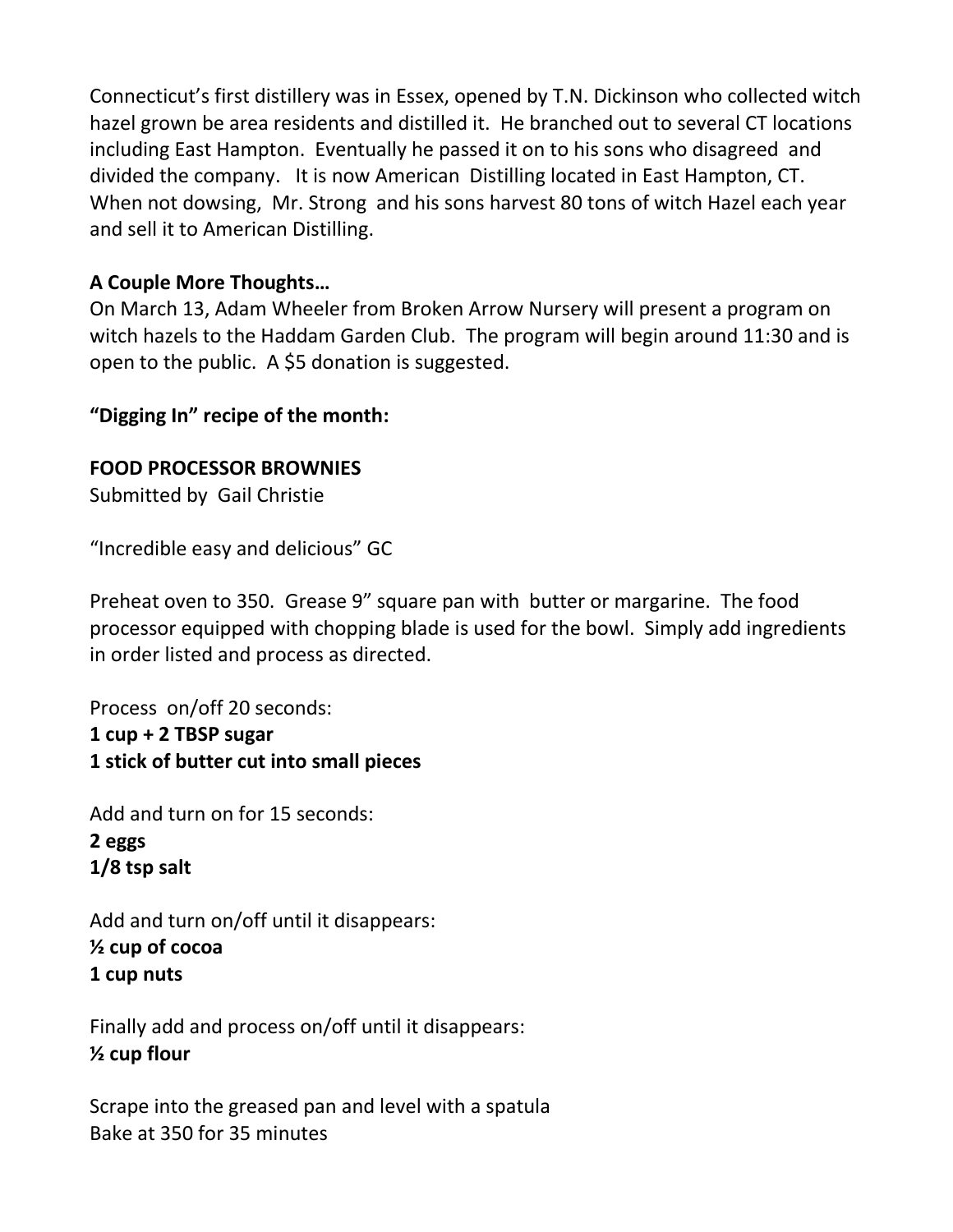Connecticut's first distillery was in Essex, opened by T.N. Dickinson who collected witch hazel grown be area residents and distilled it. He branched out to several CT locations including East Hampton. Eventually he passed it on to his sons who disagreed and divided the company. It is now American Distilling located in East Hampton, CT. When not dowsing, Mr. Strong and his sons harvest 80 tons of witch Hazel each year and sell it to American Distilling.

**A Couple More Thoughts…**

On March 13, Adam Wheeler from Broken Arrow Nursery will present a program on witch hazels to the Haddam Garden Club. The program will begin around 11:30 and is open to the public. A $5 donation is suggested.

**"Digging In" recipe of the month:**

**FOOD PROCESSOR BROWNIES**

Submitted by Gail Christie

"Incredible easy and delicious" GC

Preheat oven to 350. Grease 9" square pan with butter or margarine. The food processor equipped with chopping blade is used for the bowl. Simply add ingredients in order listed and process as directed.

Process on/off 20 seconds:
**1 cup + 2 TBSP sugar**
**1 stick of butter cut into small pieces**

Add and turn on for 15 seconds:
**2 eggs**
**1/8 tsp salt**

Add and turn on/off until it disappears:
**½ cup of cocoa**
**1 cup nuts**

Finally add and process on/off until it disappears:
**½ cup flour**

Scrape into the greased pan and level with a spatula
Bake at 350 for 35 minutes